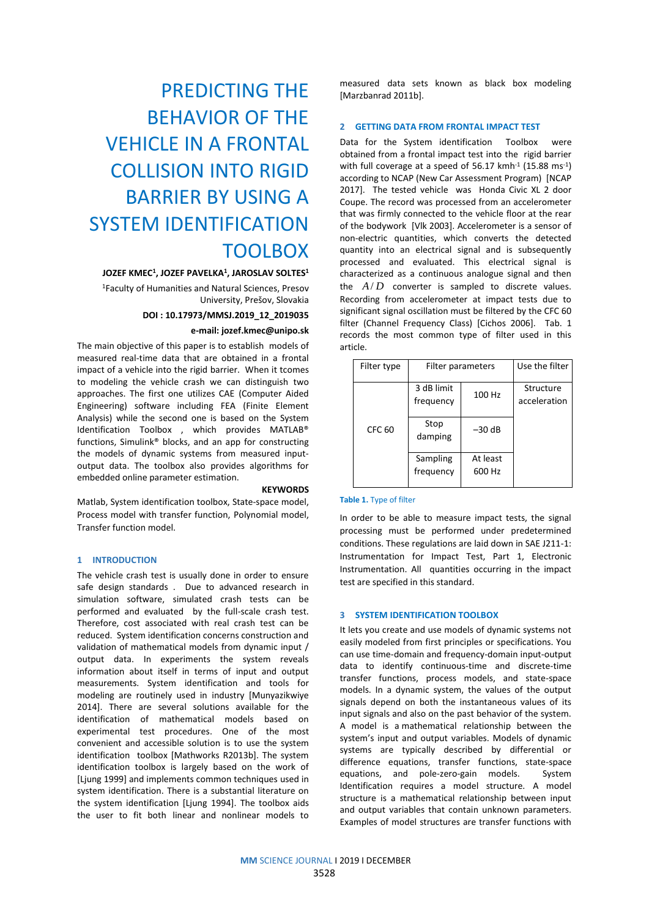# PREDICTING THE BEHAVIOR OF THE VEHICLE IN A FRONTAL COLLISION INTO RIGID BARRIER BY USING A SYSTEM IDENTIFICATION TOOLBOX

**JOZEF KMEC[1], JOZEF PAVELKA[1], JAROSLAV SOLTES[1]**

[1]Faculty of Humanities and Natural Sciences, Presov University, Prešov, Slovakia

**DOI : 10.17973/MMSJ.2019_12_2019035**

**e-mail: jozef.kmec@unipo.sk**

The main objective of this paper is to establish models of measured real-time data that are obtained in a frontal impact of a vehicle into the rigid barrier. When it tcomes to modeling the vehicle crash we can distinguish two approaches. The first one utilizes CAE (Computer Aided Engineering) software including FEA (Finite Element Analysis) while the second one is based on the System Identification Toolbox , which provides MATLAB® functions, Simulink® blocks, and an app for constructing the models of dynamic systems from measured input-output data. The toolbox also provides algorithms for embedded online parameter estimation.

**KEYWORDS**

Matlab, System identification toolbox, State-space model, Process model with transfer function, Polynomial model, Transfer function model.

## 1 INTRODUCTION

The vehicle crash test is usually done in order to ensure safe design standards . Due to advanced research in simulation software, simulated crash tests can be performed and evaluated by the full-scale crash test. Therefore, cost associated with real crash test can be reduced. System identification concerns construction and validation of mathematical models from dynamic input / output data. In experiments the system reveals information about itself in terms of input and output measurements. System identification and tools for modeling are routinely used in industry [Munyazikwiye 2014]. There are several solutions available for the identification of mathematical models based on experimental test procedures. One of the most convenient and accessible solution is to use the system identification toolbox [Mathworks R2013b]. The system identification toolbox is largely based on the work of [Ljung 1999] and implements common techniques used in system identification. There is a substantial literature on the system identification [Ljung 1994]. The toolbox aids the user to fit both linear and nonlinear models to measured data sets known as black box modeling [Marzbanrad 2011b].

## 2 GETTING DATA FROM FRONTAL IMPACT TEST

Data for the System identification Toolbox were obtained from a frontal impact test into the rigid barrier with full coverage at a speed of 56.17 kmh$^{-1}$ (15.88 ms$^{-1}$) according to NCAP (New Car Assessment Program) [NCAP 2017]. The tested vehicle was Honda Civic XL 2 door Coupe. The record was processed from an accelerometer that was firmly connected to the vehicle floor at the rear of the bodywork [Vlk 2003]. Accelerometer is a sensor of non-electric quantities, which converts the detected quantity into an electrical signal and is subsequently processed and evaluated. This electrical signal is characterized as a continuous analogue signal and then the $A/D$ converter is sampled to discrete values. Recording from accelerometer at impact tests due to significant signal oscillation must be filtered by the CFC 60 filter (Channel Frequency Class) [Cichos 2006]. Tab. 1 records the most common type of filter used in this article.

| Filter type | Filter parameters | | Use the filter |
|---|---|---|---|
| CFC 60 | 3 dB limit frequency | 100 Hz | Structure acceleration |
| | Stop damping | −30 dB | |
| | Sampling frequency | At least 600 Hz | |

**Table 1.** Type of filter

In order to be able to measure impact tests, the signal processing must be performed under predetermined conditions. These regulations are laid down in SAE J211-1: Instrumentation for Impact Test, Part 1, Electronic Instrumentation. All quantities occurring in the impact test are specified in this standard.

## 3 SYSTEM IDENTIFICATION TOOLBOX

It lets you create and use models of dynamic systems not easily modeled from first principles or specifications. You can use time-domain and frequency-domain input-output data to identify continuous-time and discrete-time transfer functions, process models, and state-space models. In a dynamic system, the values of the output signals depend on both the instantaneous values of its input signals and also on the past behavior of the system. A model is a mathematical relationship between the system's input and output variables. Models of dynamic systems are typically described by differential or difference equations, transfer functions, state-space equations, and pole-zero-gain models. System Identification requires a model structure. A model structure is a mathematical relationship between input and output variables that contain unknown parameters. Examples of model structures are transfer functions with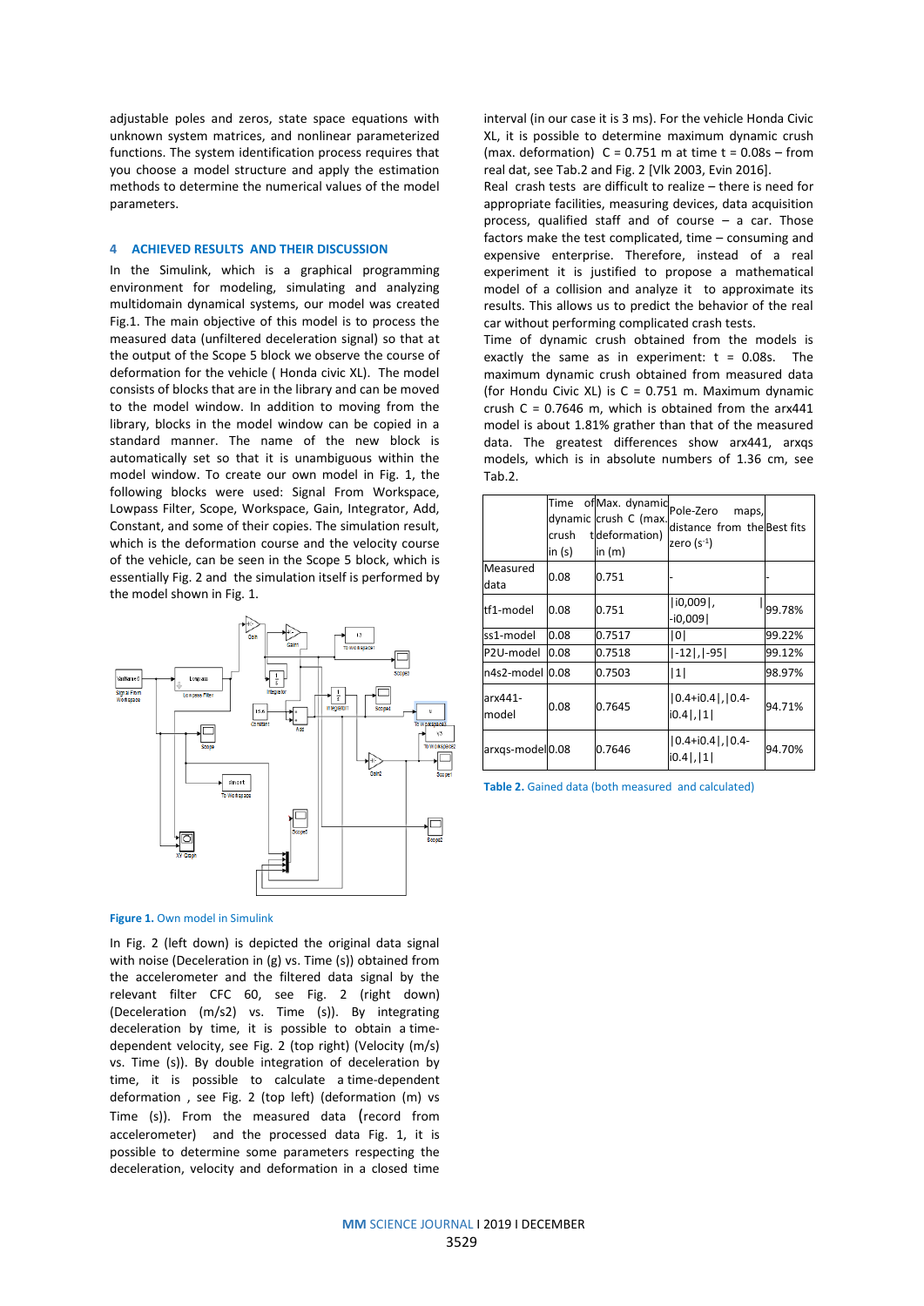adjustable poles and zeros, state space equations with unknown system matrices, and nonlinear parameterized functions. The system identification process requires that you choose a model structure and apply the estimation methods to determine the numerical values of the model parameters.

## 4 ACHIEVED RESULTS AND THEIR DISCUSSION

In the Simulink, which is a graphical programming environment for modeling, simulating and analyzing multidomain dynamical systems, our model was created Fig.1. The main objective of this model is to process the measured data (unfiltered deceleration signal) so that at the output of the Scope 5 block we observe the course of deformation for the vehicle ( Honda civic XL). The model consists of blocks that are in the library and can be moved to the model window. In addition to moving from the library, blocks in the model window can be copied in a standard manner. The name of the new block is automatically set so that it is unambiguous within the model window. To create our own model in Fig. 1, the following blocks were used: Signal From Workspace, Lowpass Filter, Scope, Workspace, Gain, Integrator, Add, Constant, and some of their copies. The simulation result, which is the deformation course and the velocity course of the vehicle, can be seen in the Scope 5 block, which is essentially Fig. 2 and the simulation itself is performed by the model shown in Fig. 1.

**Figure 1.** Own model in Simulink

In Fig. 2 (left down) is depicted the original data signal with noise (Deceleration in (g) vs. Time (s)) obtained from the accelerometer and the filtered data signal by the relevant filter CFC 60, see Fig. 2 (right down) (Deceleration (m/s2) vs. Time (s)). By integrating deceleration by time, it is possible to obtain a time-dependent velocity, see Fig. 2 (top right) (Velocity (m/s) vs. Time (s)). By double integration of deceleration by time, it is possible to calculate a time-dependent deformation , see Fig. 2 (top left) (deformation (m) vs Time (s)). From the measured data (record from accelerometer) and the processed data Fig. 1, it is possible to determine some parameters respecting the deceleration, velocity and deformation in a closed time interval (in our case it is 3 ms). For the vehicle Honda Civic XL, it is possible to determine maximum dynamic crush (max. deformation) C = 0.751 m at time t = 0.08s – from real dat, see Tab.2 and Fig. 2 [Vlk 2003, Evin 2016].

Real crash tests are difficult to realize – there is need for appropriate facilities, measuring devices, data acquisition process, qualified staff and of course – a car. Those factors make the test complicated, time – consuming and expensive enterprise. Therefore, instead of a real experiment it is justified to propose a mathematical model of a collision and analyze it to approximate its results. This allows us to predict the behavior of the real car without performing complicated crash tests.

Time of dynamic crush obtained from the models is exactly the same as in experiment: t = 0.08s. The maximum dynamic crush obtained from measured data (for Hondu Civic XL) is C = 0.751 m. Maximum dynamic crush C = 0.7646 m, which is obtained from the arx441 model is about 1.81% grather than that of the measured data. The greatest differences show arx441, arxqs models, which is in absolute numbers of 1.36 cm, see Tab.2.

| | Time of dynamic crush t in (s) | Max. dynamic crush C (max. deformation) in (m) | Pole-Zero maps, distance from the zero ($s^{-1}$) | Best fits |
|---|---|---|---|---|
| Measured data | 0.08 | 0.751 | - | - |
| tf1-model | 0.08 | 0.751 | \|i0,009\|, \|-i0,009\| | 99.78% |
| ss1-model | 0.08 | 0.7517 | \|0\| | 99.22% |
| P2U-model | 0.08 | 0.7518 | \|-12\|,\|-95\| | 99.12% |
| n4s2-model | 0.08 | 0.7503 | \|1\| | 98.97% |
| arx441-model | 0.08 | 0.7645 | \|0.4+i0.4\|,\|0.4-i0.4\|,\|1\| | 94.71% |
| arxqs-model | 0.08 | 0.7646 | \|0.4+i0.4\|,\|0.4-i0.4\|,\|1\| | 94.70% |

**Table 2.** Gained data (both measured and calculated)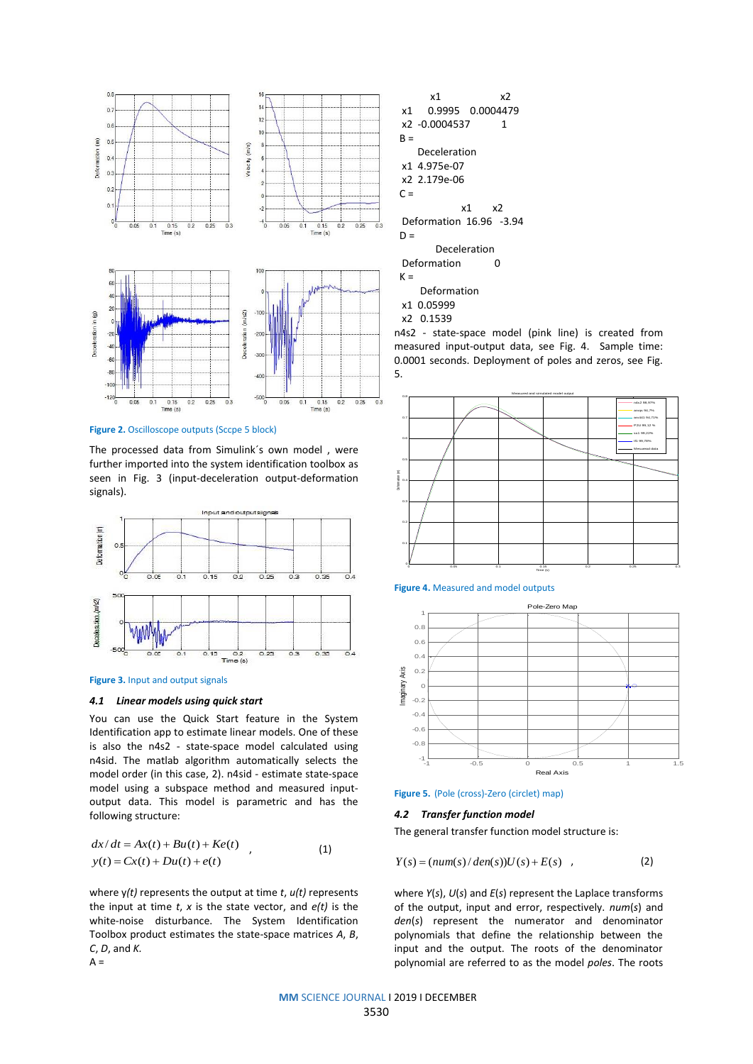**Figure 2.** Oscilloscope outputs (Sccpe 5 block)

The processed data from Simulink´s own model , were further imported into the system identification toolbox as seen in Fig. 3 (input-deceleration output-deformation signals).

**Figure 3.** Input and output signals

### 4.1 Linear models using quick start

You can use the Quick Start feature in the System Identification app to estimate linear models. One of these is also the n4s2 - state-space model calculated using n4sid. The matlab algorithm automatically selects the model order (in this case, 2). n4sid - estimate state-space model using a subspace method and measured input-output data. This model is parametric and has the following structure:

$$dx/dt = Ax(t) + Bu(t) + Ke(t) \quad , \qquad (1)$$
$$y(t) = Cx(t) + Du(t) + e(t)$$

where *y(t)* represents the output at time *t*, *u(t)* represents the input at time *t*, *x* is the state vector, and *e(t)* is the white-noise disturbance. The System Identification Toolbox product estimates the state-space matrices *A*, *B*, *C*, *D*, and *K.*

A =

|  | x1 | x2 |
|---|---|---|
| x1 | 0.9995 | 0.0004479 |
| x2 | -0.0004537 | 1 |

B =

|  | Deceleration |
|---|---|
| x1 | 4.975e-07 |
| x2 | 2.179e-06 |

C =

|  | x1 | x2 |
|---|---|---|
| Deformation | 16.96 | -3.94 |

D =

|  | Deceleration |
|---|---|
| Deformation | 0 |

K =

|  | Deformation |
|---|---|
| x1 | 0.05999 |
| x2 | 0.1539 |

n4s2 - state-space model (pink line) is created from measured input-output data, see Fig. 4. Sample time: 0.0001 seconds. Deployment of poles and zeros, see Fig. 5.

**Figure 4.** Measured and model outputs

**Figure 5.** (Pole (cross)-Zero (circlet) map)

### 4.2 Transfer function model

The general transfer function model structure is:

$$Y(s) = (num(s)/den(s))U(s) + E(s) \quad , \qquad (2)$$

where *Y*(*s*), *U*(*s*) and *E*(*s*) represent the Laplace transforms of the output, input and error, respectively. *num*(*s*) and *den*(*s*) represent the numerator and denominator polynomials that define the relationship between the input and the output. The roots of the denominator polynomial are referred to as the model *poles*. The roots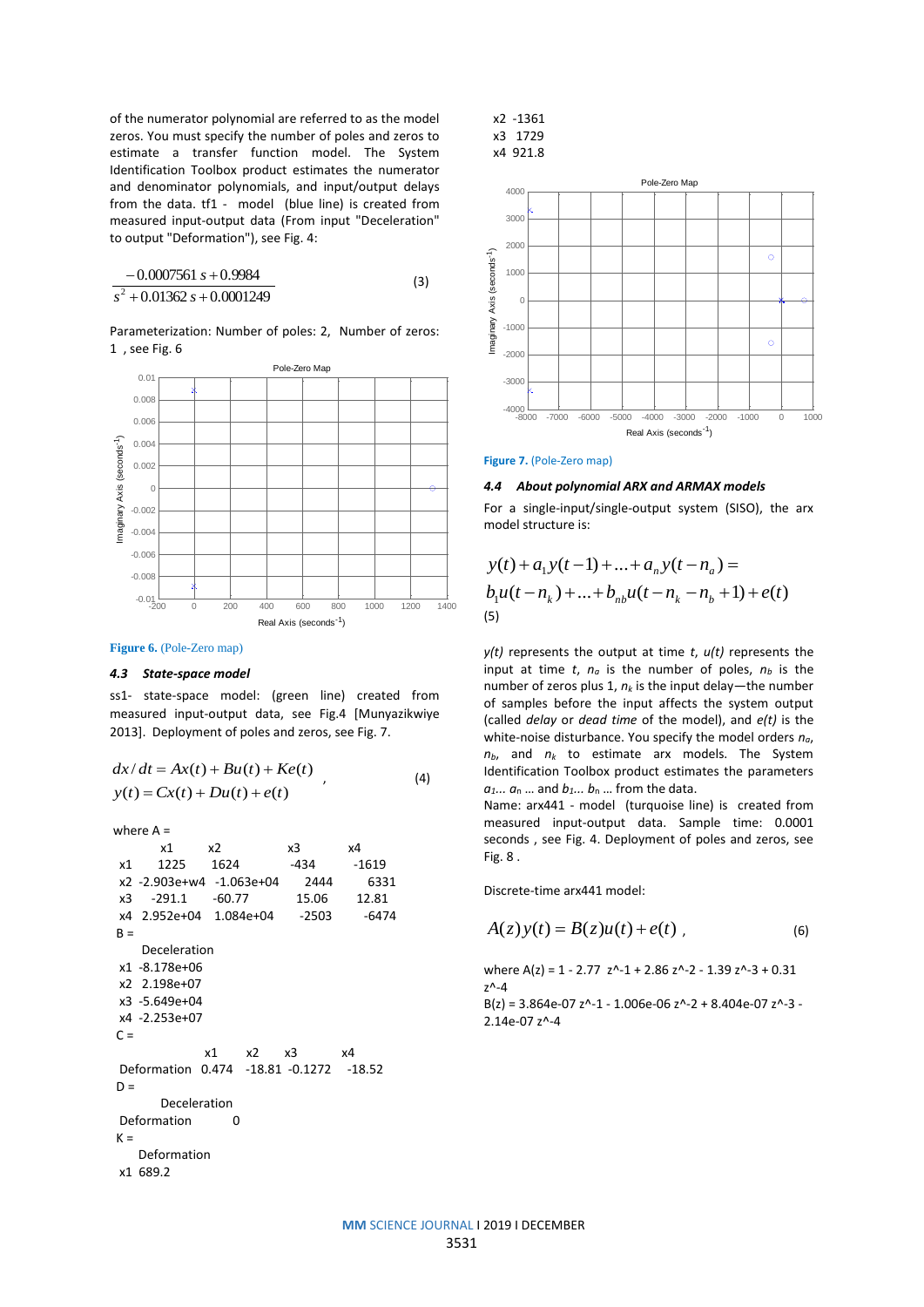of the numerator polynomial are referred to as the model zeros. You must specify the number of poles and zeros to estimate a transfer function model. The System Identification Toolbox product estimates the numerator and denominator polynomials, and input/output delays from the data. tf1 - model (blue line) is created from measured input-output data (From input "Deceleration" to output "Deformation"), see Fig. 4:

$$\frac{-0.0007561\,s + 0.9984}{s^2 + 0.01362\,s + 0.0001249} \tag{3}$$

Parameterization: Number of poles: 2, Number of zeros: 1 , see Fig. 6

**Figure 6.** (Pole-Zero map)

### 4.3 State-space model

ss1- state-space model: (green line) created from measured input-output data, see Fig.4 [Munyazikwiye 2013]. Deployment of poles and zeros, see Fig. 7.

$$\begin{aligned} dx/dt &= Ax(t) + Bu(t) + Ke(t) \\ y(t) &= Cx(t) + Du(t) + e(t) \end{aligned} \;, \tag{4}$$

where A =

| | x1 | x2 | x3 | x4 |
|---|---|---|---|---|
| x1 | 1225 | 1624 | -434 | -1619 |
| x2 | -2.903e+w4 | -1.063e+04 | 2444 | 6331 |
| x3 | -291.1 | -60.77 | 15.06 | 12.81 |
| x4 | 2.952e+04 | 1.084e+04 | -2503 | -6474 |

B =

| | Deceleration |
|---|---|
| x1 | -8.178e+06 |
| x2 | 2.198e+07 |
| x3 | -5.649e+04 |
| x4 | -2.253e+07 |

C =

| | x1 | x2 | x3 | x4 |
|---|---|---|---|---|
| Deformation | 0.474 | -18.81 | -0.1272 | -18.52 |

D =

| | Deceleration |
|---|---|
| Deformation | 0 |

K =

| | Deformation |
|---|---|
| x1 | 689.2 |
| x2 | -1361 |
| x3 | 1729 |
| x4 | 921.8 |

**Figure 7.** (Pole-Zero map)

### 4.4 About polynomial ARX and ARMAX models

For a single-input/single-output system (SISO), the arx model structure is:

$$\begin{aligned} & y(t) + a_1 y(t-1) + \ldots + a_n y(t-n_a) = \\ & b_1 u(t-n_k) + \ldots + b_{nb} u(t-n_k-n_b+1) + e(t) \end{aligned} \tag{5}$$

*y(t)* represents the output at time *t*, *u(t)* represents the input at time *t*, $n_a$ is the number of poles, $n_b$ is the number of zeros plus 1, $n_k$ is the input delay—the number of samples before the input affects the system output (called *delay* or *dead time* of the model), and *e(t)* is the white-noise disturbance. You specify the model orders $n_a$, $n_b$, and $n_k$ to estimate arx models. The System Identification Toolbox product estimates the parameters $a_1 \ldots a_n \ldots$ and $b_1 \ldots b_n \ldots$ from the data.

Name: arx441 - model (turquoise line) is created from measured input-output data. Sample time: 0.0001 seconds , see Fig. 4. Deployment of poles and zeros, see Fig. 8 .

Discrete-time arx441 model:

$$A(z)y(t) = B(z)u(t) + e(t) \;, \tag{6}$$

where A(z) = 1 - 2.77 z^-1 + 2.86 z^-2 - 1.39 z^-3 + 0.31 z^-4

B(z) = 3.864e-07 z^-1 - 1.006e-06 z^-2 + 8.404e-07 z^-3 - 2.14e-07 z^-4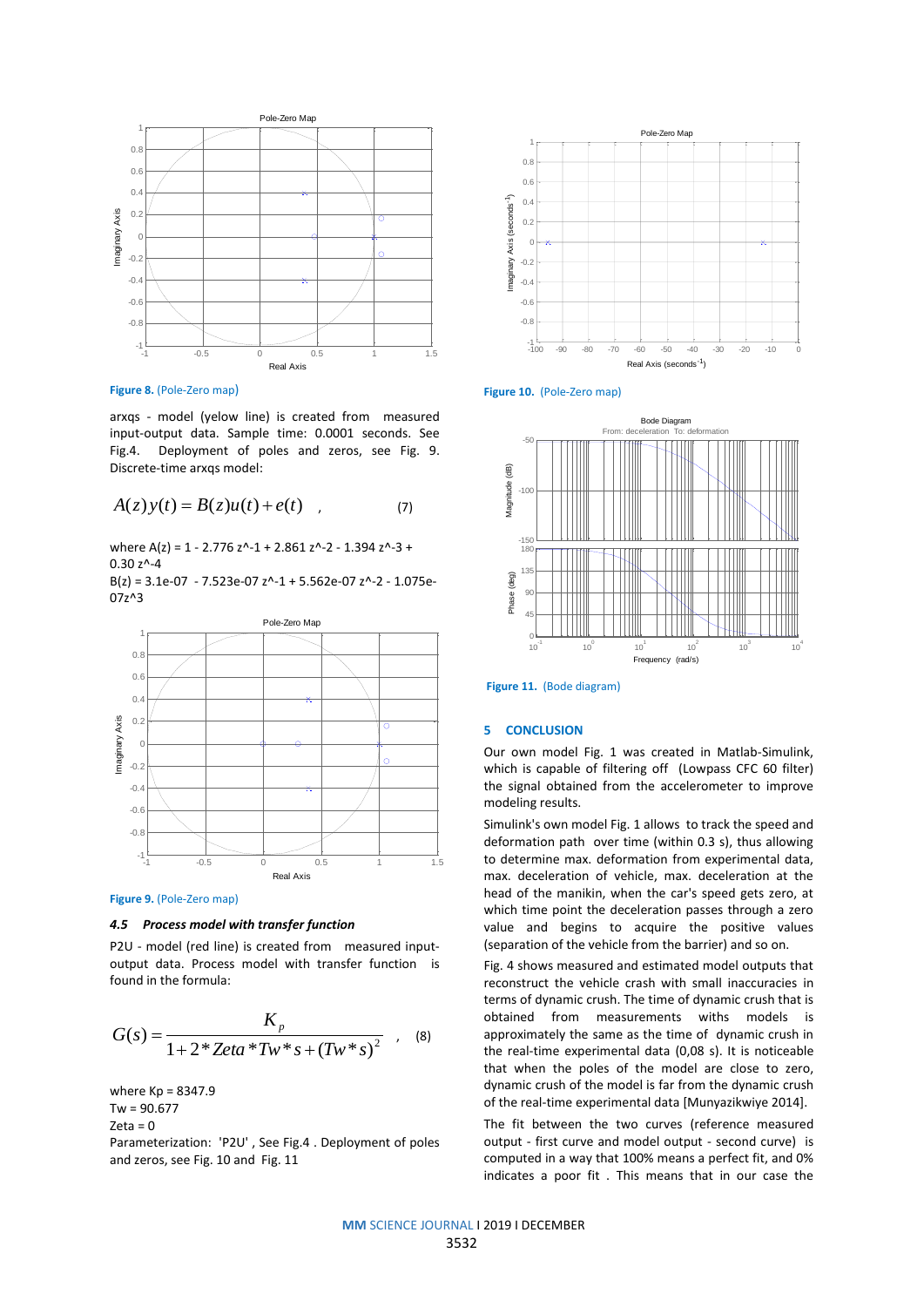**Figure 8.** (Pole-Zero map)

arxqs - model (yelow line) is created from measured input-output data. Sample time: 0.0001 seconds. See Fig.4. Deployment of poles and zeros, see Fig. 9. Discrete-time arxqs model:

$$A(z)y(t) = B(z)u(t) + e(t) \quad , \qquad (7)$$

where A(z) = 1 - 2.776 z^-1 + 2.861 z^-2 - 1.394 z^-3 + 0.30 z^-4

B(z) = 3.1e-07 - 7.523e-07 z^-1 + 5.562e-07 z^-2 - 1.075e-07z^3

**Figure 9.** (Pole-Zero map)

### 4.5 *Process model with transfer function*

P2U - model (red line) is created from measured input-output data. Process model with transfer function is found in the formula:

$$G(s) = \frac{K_p}{1 + 2 * Zeta * Tw * s + (Tw * s)^2} \quad , \qquad (8)$$

where Kp = 8347.9

Tw = 90.677

Zeta = 0

Parameterization: 'P2U' , See Fig.4 . Deployment of poles and zeros, see Fig. 10 and Fig. 11

**Figure 10.** (Pole-Zero map)

**Figure 11.** (Bode diagram)

## 5 CONCLUSION

Our own model Fig. 1 was created in Matlab-Simulink, which is capable of filtering off (Lowpass CFC 60 filter) the signal obtained from the accelerometer to improve modeling results.

Simulink's own model Fig. 1 allows to track the speed and deformation path over time (within 0.3 s), thus allowing to determine max. deformation from experimental data, max. deceleration of vehicle, max. deceleration at the head of the manikin, when the car's speed gets zero, at which time point the deceleration passes through a zero value and begins to acquire the positive values (separation of the vehicle from the barrier) and so on.

Fig. 4 shows measured and estimated model outputs that reconstruct the vehicle crash with small inaccuracies in terms of dynamic crush. The time of dynamic crush that is obtained from measurements withs models is approximately the same as the time of dynamic crush in the real-time experimental data (0,08 s). It is noticeable that when the poles of the model are close to zero, dynamic crush of the model is far from the dynamic crush of the real-time experimental data [Munyazikwiye 2014].

The fit between the two curves (reference measured output - first curve and model output - second curve) is computed in a way that 100% means a perfect fit, and 0% indicates a poor fit . This means that in our case the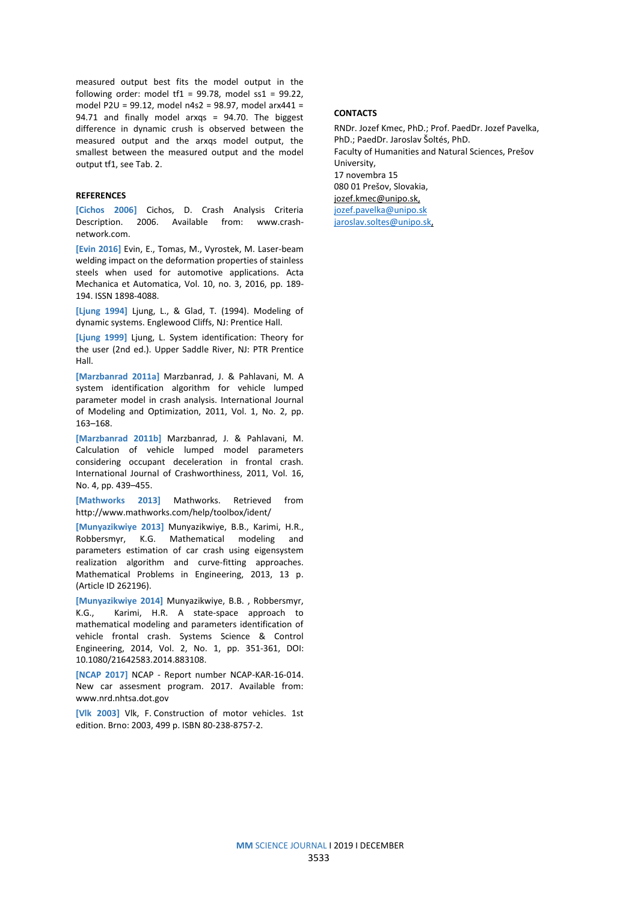measured output best fits the model output in the following order: model tf1 = 99.78, model ss1 = 99.22, model P2U = 99.12, model n4s2 = 98.97, model arx441 = 94.71 and finally model arxqs = 94.70. The biggest difference in dynamic crush is observed between the measured output and the arxqs model output, the smallest between the measured output and the model output tf1, see Tab. 2.

## REFERENCES

[Cichos 2006] Cichos, D. Crash Analysis Criteria Description. 2006. Available from: www.crash-network.com.

[Evin 2016] Evin, E., Tomas, M., Vyrostek, M. Laser-beam welding impact on the deformation properties of stainless steels when used for automotive applications. Acta Mechanica et Automatica, Vol. 10, no. 3, 2016, pp. 189-194. ISSN 1898-4088.

[Ljung 1994] Ljung, L., & Glad, T. (1994). Modeling of dynamic systems. Englewood Cliffs, NJ: Prentice Hall.

[Ljung 1999] Ljung, L. System identification: Theory for the user (2nd ed.). Upper Saddle River, NJ: PTR Prentice Hall.

[Marzbanrad 2011a] Marzbanrad, J. & Pahlavani, M. A system identification algorithm for vehicle lumped parameter model in crash analysis. International Journal of Modeling and Optimization, 2011, Vol. 1, No. 2, pp. 163–168.

[Marzbanrad 2011b] Marzbanrad, J. & Pahlavani, M. Calculation of vehicle lumped model parameters considering occupant deceleration in frontal crash. International Journal of Crashworthiness, 2011, Vol. 16, No. 4, pp. 439–455.

[Mathworks 2013] Mathworks. Retrieved from http://www.mathworks.com/help/toolbox/ident/

[Munyazikwiye 2013] Munyazikwiye, B.B., Karimi, H.R., Robbersmyr, K.G. Mathematical modeling and parameters estimation of car crash using eigensystem realization algorithm and curve-fitting approaches. Mathematical Problems in Engineering, 2013, 13 p. (Article ID 262196).

[Munyazikwiye 2014] Munyazikwiye, B.B. , Robbersmyr, K.G., Karimi, H.R. A state-space approach to mathematical modeling and parameters identification of vehicle frontal crash. Systems Science & Control Engineering, 2014, Vol. 2, No. 1, pp. 351-361, DOI: 10.1080/21642583.2014.883108.

[NCAP 2017] NCAP - Report number NCAP-KAR-16-014. New car assesment program. 2017. Available from: www.nrd.nhtsa.dot.gov

[Vlk 2003] Vlk, F. Construction of motor vehicles. 1st edition. Brno: 2003, 499 p. ISBN 80-238-8757-2.

## CONTACTS

RNDr. Jozef Kmec, PhD.; Prof. PaedDr. Jozef Pavelka, PhD.; PaedDr. Jaroslav Šoltés, PhD.
Faculty of Humanities and Natural Sciences, Prešov University,
17 novembra 15
080 01 Prešov, Slovakia,
jozef.kmec@unipo.sk,
jozef.pavelka@unipo.sk
jaroslav.soltes@unipo.sk,